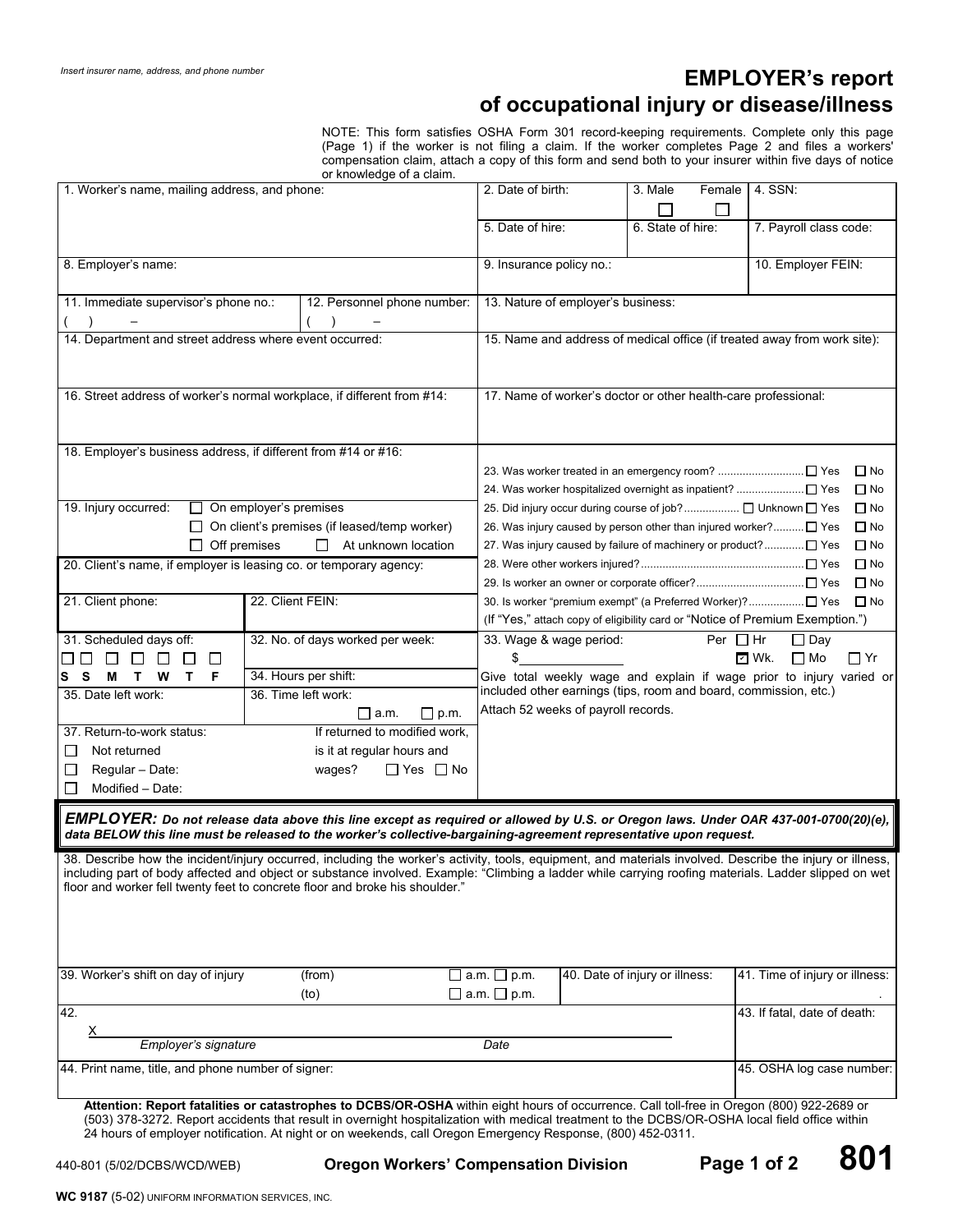*Insert insurer name, address, and phone number*

# EMPLOYER's report of occupational injury or disease/illness

NOTE: This form satisfies OSHA Form 301 record-keeping requirements. Complete only this page (Page 1) if the worker is not filing a claim. If the worker completes Page 2 and files a workers' compensation claim, attach a copy of this form and send both to your insurer within five days of notice or knowledge of a claim.

| 1. Worker's name, mailing address, and phone: | 2. Date of birth: | 3. Male ☐ Female ☐ | 4. SSN: |
|---|---|---|---|
| | 5. Date of hire: | 6. State of hire: | 7. Payroll class code: |
| 8. Employer's name: | 9. Insurance policy no.: | | 10. Employer FEIN: |

| 11. Immediate supervisor's phone no.: ( ) – | 12. Personnel phone number: ( ) – | 13. Nature of employer's business: |
|---|---|---|
| 14. Department and street address where event occurred: | | 15. Name and address of medical office (if treated away from work site): |
| 16. Street address of worker's normal workplace, if different from #14: | | 17. Name of worker's doctor or other health-care professional: |
| 18. Employer's business address, if different from #14 or #16: | | |

19. Injury occurred:
- ☐ On employer's premises
- ☐ On client's premises (if leased/temp worker)
- ☐ Off premises ☐ At unknown location

20. Client's name, if employer is leasing co. or temporary agency:

| 21. Client phone: | 22. Client FEIN: |
|---|---|

23. Was worker treated in an emergency room? ☐ Yes ☐ No
24. Was worker hospitalized overnight as inpatient? ☐ Yes ☐ No
25. Did injury occur during course of job? ☐ Unknown ☐ Yes ☐ No
26. Was injury caused by person other than injured worker? ☐ Yes ☐ No
27. Was injury caused by failure of machinery or product? ☐ Yes ☐ No
28. Were other workers injured? ☐ Yes ☐ No
29. Is worker an owner or corporate officer? ☐ Yes ☐ No
30. Is worker "premium exempt" (a Preferred Worker)? ☐ Yes ☐ No
(If "Yes," attach copy of eligibility card or "Notice of Premium Exemption.")

| 31. Scheduled days off: ☐ S ☐ S ☐ M ☐ T ☐ W ☐ T ☐ F | 32. No. of days worked per week: | 33. Wage & wage period: $______ Per ☐ Hr ☐ Day ☑ Wk. ☐ Mo ☐ Yr |
|---|---|---|
| | 34. Hours per shift: | Give total weekly wage and explain if wage prior to injury varied or included other earnings (tips, room and board, commission, etc.) |
| 35. Date left work: | 36. Time left work: ☐ a.m. ☐ p.m. | Attach 52 weeks of payroll records. |

37. Return-to-work status:
- ☐ Not returned
- ☐ Regular – Date:
- ☐ Modified – Date:

If returned to modified work, is it at regular hours and wages? ☐ Yes ☐ No

***EMPLOYER:*** ***Do not release data above this line except as required or allowed by U.S. or Oregon laws. Under OAR 437-001-0700(20)(e), data BELOW this line must be released to the worker's collective-bargaining-agreement representative upon request.***

38. Describe how the incident/injury occurred, including the worker's activity, tools, equipment, and materials involved. Describe the injury or illness, including part of body affected and object or substance involved. Example: "Climbing a ladder while carrying roofing materials. Ladder slipped on wet floor and worker fell twenty feet to concrete floor and broke his shoulder."

| 39. Worker's shift on day of injury | (from) ☐ a.m. ☐ p.m. (to) ☐ a.m. ☐ p.m. | 40. Date of injury or illness: | 41. Time of injury or illness: |
|---|---|---|---|
| 42. X_______ Employer's signature Date | | | 43. If fatal, date of death: |
| 44. Print name, title, and phone number of signer: | | | 45. OSHA log case number: |

**Attention: Report fatalities or catastrophes to DCBS/OR-OSHA** within eight hours of occurrence. Call toll-free in Oregon (800) 922-2689 or (503) 378-3272. Report accidents that result in overnight hospitalization with medical treatment to the DCBS/OR-OSHA local field office within 24 hours of employer notification. At night or on weekends, call Oregon Emergency Response, (800) 452-0311.

440-801 (5/02/DCBS/WCD/WEB) **Oregon Workers' Compensation Division** **801**

**WC 9187** (5-02) UNIFORM INFORMATION SERVICES, INC.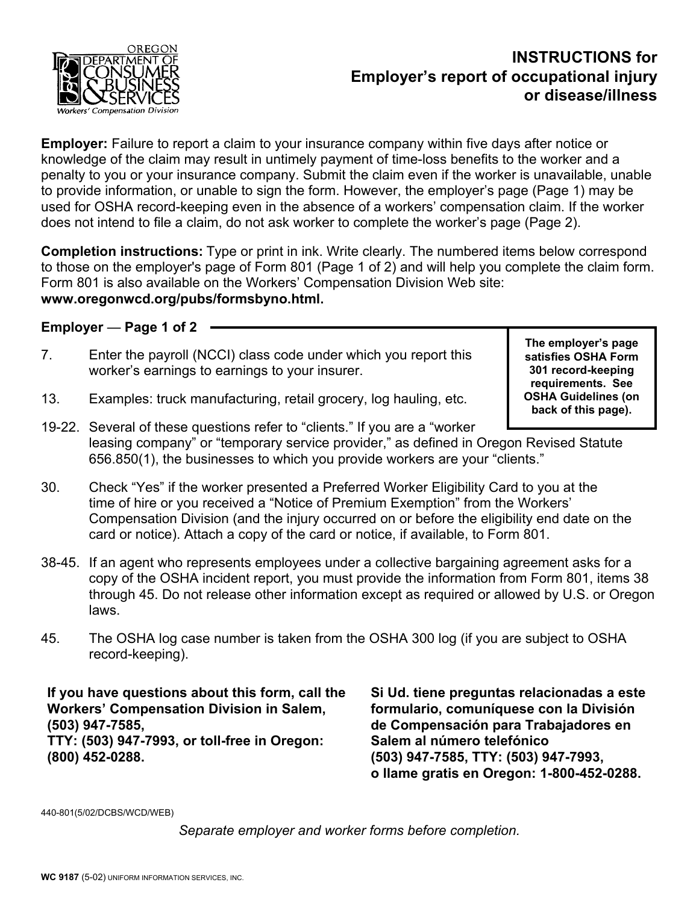# INSTRUCTIONS for Employer's report of occupational injury or disease/illness

**Employer:** Failure to report a claim to your insurance company within five days after notice or knowledge of the claim may result in untimely payment of time-loss benefits to the worker and a penalty to you or your insurance company. Submit the claim even if the worker is unavailable, unable to provide information, or unable to sign the form. However, the employer's page (Page 1) may be used for OSHA record-keeping even in the absence of a workers' compensation claim. If the worker does not intend to file a claim, do not ask worker to complete the worker's page (Page 2).

**Completion instructions:** Type or print in ink. Write clearly. The numbered items below correspond to those on the employer's page of Form 801 (Page 1 of 2) and will help you complete the claim form. Form 801 is also available on the Workers' Compensation Division Web site: **www.oregonwcd.org/pubs/formsbyno.html.**

## Employer — Page 1 of 2

**The employer's page satisfies OSHA Form 301 record-keeping requirements. See OSHA Guidelines (on back of this page).**

7. Enter the payroll (NCCI) class code under which you report this worker's earnings to earnings to your insurer.

13. Examples: truck manufacturing, retail grocery, log hauling, etc.

19-22. Several of these questions refer to "clients." If you are a "worker leasing company" or "temporary service provider," as defined in Oregon Revised Statute 656.850(1), the businesses to which you provide workers are your "clients."

30. Check "Yes" if the worker presented a Preferred Worker Eligibility Card to you at the time of hire or you received a "Notice of Premium Exemption" from the Workers' Compensation Division (and the injury occurred on or before the eligibility end date on the card or notice). Attach a copy of the card or notice, if available, to Form 801.

38-45. If an agent who represents employees under a collective bargaining agreement asks for a copy of the OSHA incident report, you must provide the information from Form 801, items 38 through 45. Do not release other information except as required or allowed by U.S. or Oregon laws.

45. The OSHA log case number is taken from the OSHA 300 log (if you are subject to OSHA record-keeping).

**If you have questions about this form, call the Workers' Compensation Division in Salem, (503) 947-7585, TTY: (503) 947-7993, or toll-free in Oregon: (800) 452-0288.**

**Si Ud. tiene preguntas relacionadas a este formulario, comuníquese con la División de Compensación para Trabajadores en Salem al número telefónico (503) 947-7585, TTY: (503) 947-7993, o llame gratis en Oregon: 1-800-452-0288.**

440-801(5/02/DCBS/WCD/WEB)

*Separate employer and worker forms before completion.*

**WC 9187** (5-02) UNIFORM INFORMATION SERVICES, INC.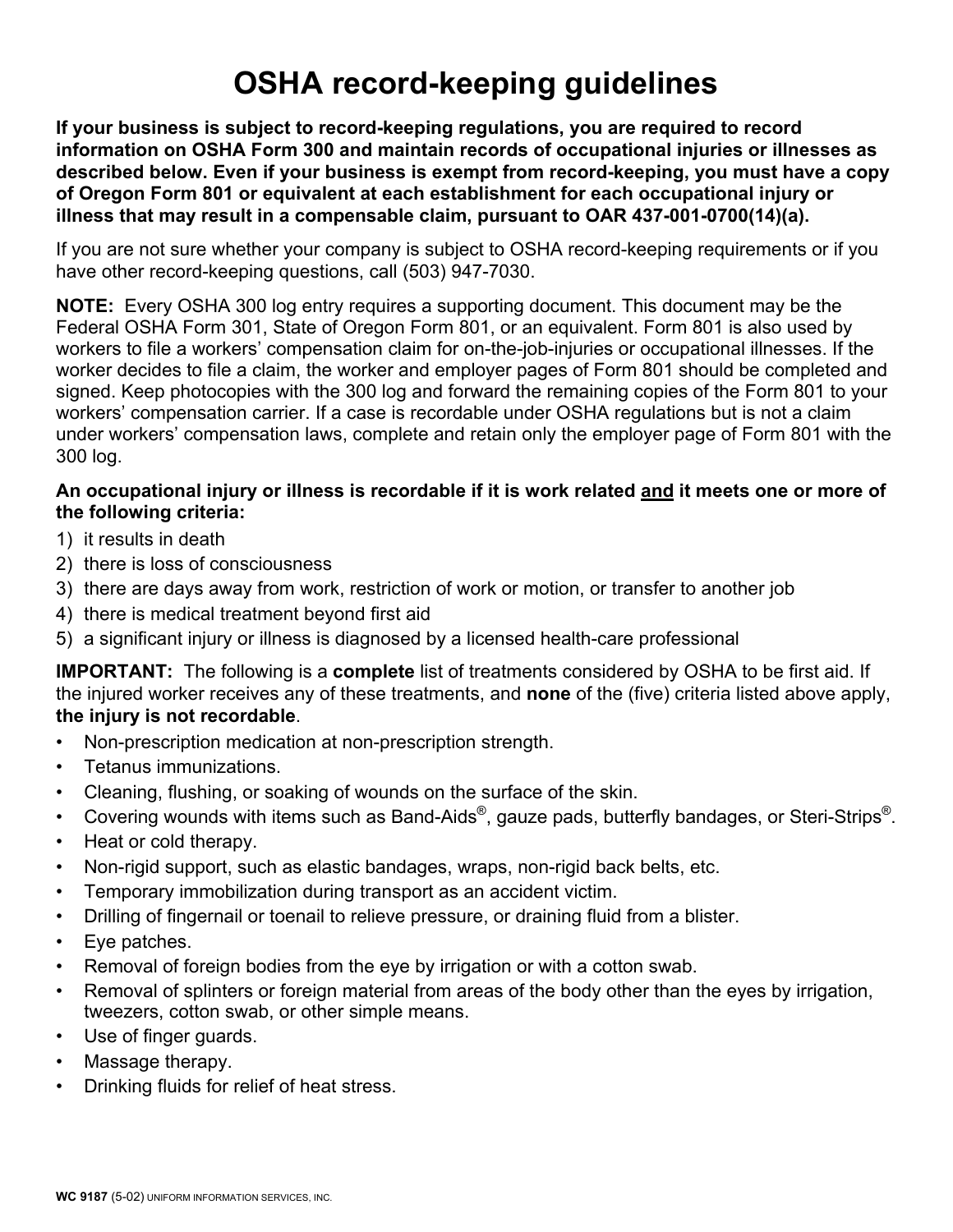# OSHA record-keeping guidelines

**If your business is subject to record-keeping regulations, you are required to record information on OSHA Form 300 and maintain records of occupational injuries or illnesses as described below. Even if your business is exempt from record-keeping, you must have a copy of Oregon Form 801 or equivalent at each establishment for each occupational injury or illness that may result in a compensable claim, pursuant to OAR 437-001-0700(14)(a).**

If you are not sure whether your company is subject to OSHA record-keeping requirements or if you have other record-keeping questions, call (503) 947-7030.

**NOTE:** Every OSHA 300 log entry requires a supporting document. This document may be the Federal OSHA Form 301, State of Oregon Form 801, or an equivalent. Form 801 is also used by workers to file a workers' compensation claim for on-the-job-injuries or occupational illnesses. If the worker decides to file a claim, the worker and employer pages of Form 801 should be completed and signed. Keep photocopies with the 300 log and forward the remaining copies of the Form 801 to your workers' compensation carrier. If a case is recordable under OSHA regulations but is not a claim under workers' compensation laws, complete and retain only the employer page of Form 801 with the 300 log.

**An occupational injury or illness is recordable if it is work related <u>and</u> it meets one or more of the following criteria:**

1) it results in death
2) there is loss of consciousness
3) there are days away from work, restriction of work or motion, or transfer to another job
4) there is medical treatment beyond first aid
5) a significant injury or illness is diagnosed by a licensed health-care professional

**IMPORTANT:** The following is a **complete** list of treatments considered by OSHA to be first aid. If the injured worker receives any of these treatments, and **none** of the (five) criteria listed above apply, **the injury is not recordable**.

- Non-prescription medication at non-prescription strength.
- Tetanus immunizations.
- Cleaning, flushing, or soaking of wounds on the surface of the skin.
- Covering wounds with items such as Band-Aids®, gauze pads, butterfly bandages, or Steri-Strips®.
- Heat or cold therapy.
- Non-rigid support, such as elastic bandages, wraps, non-rigid back belts, etc.
- Temporary immobilization during transport as an accident victim.
- Drilling of fingernail or toenail to relieve pressure, or draining fluid from a blister.
- Eye patches.
- Removal of foreign bodies from the eye by irrigation or with a cotton swab.
- Removal of splinters or foreign material from areas of the body other than the eyes by irrigation, tweezers, cotton swab, or other simple means.
- Use of finger guards.
- Massage therapy.
- Drinking fluids for relief of heat stress.

**WC 9187** (5-02) UNIFORM INFORMATION SERVICES, INC.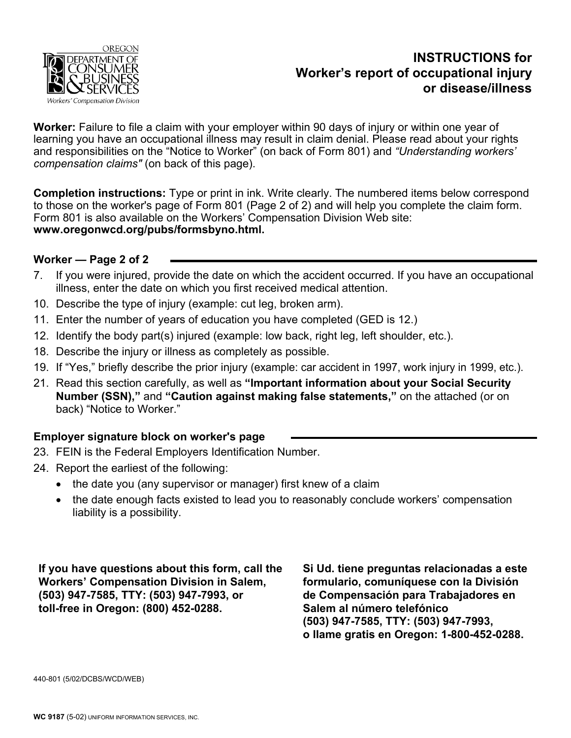OREGON
DEPARTMENT OF CONSUMER & BUSINESS SERVICES
*Workers' Compensation Division*

# INSTRUCTIONS for Worker's report of occupational injury or disease/illness

**Worker:** Failure to file a claim with your employer within 90 days of injury or within one year of learning you have an occupational illness may result in claim denial. Please read about your rights and responsibilities on the "Notice to Worker" (on back of Form 801) and *"Understanding workers' compensation claims"* (on back of this page).

**Completion instructions:** Type or print in ink. Write clearly. The numbered items below correspond to those on the worker's page of Form 801 (Page 2 of 2) and will help you complete the claim form. Form 801 is also available on the Workers' Compensation Division Web site: **www.oregonwcd.org/pubs/formsbyno.html.**

## Worker — Page 2 of 2

7. If you were injured, provide the date on which the accident occurred. If you have an occupational illness, enter the date on which you first received medical attention.
10. Describe the type of injury (example: cut leg, broken arm).
11. Enter the number of years of education you have completed (GED is 12.)
12. Identify the body part(s) injured (example: low back, right leg, left shoulder, etc.).
18. Describe the injury or illness as completely as possible.
19. If "Yes," briefly describe the prior injury (example: car accident in 1997, work injury in 1999, etc.).
21. Read this section carefully, as well as **"Important information about your Social Security Number (SSN),"** and **"Caution against making false statements,"** on the attached (or on back) "Notice to Worker."

## Employer signature block on worker's page

23. FEIN is the Federal Employers Identification Number.
24. Report the earliest of the following:
    - the date you (any supervisor or manager) first knew of a claim
    - the date enough facts existed to lead you to reasonably conclude workers' compensation liability is a possibility.

**If you have questions about this form, call the Workers' Compensation Division in Salem, (503) 947-7585, TTY: (503) 947-7993, or toll-free in Oregon: (800) 452-0288.**

**Si Ud. tiene preguntas relacionadas a este formulario, comuníquese con la División de Compensación para Trabajadores en Salem al número telefónico (503) 947-7585, TTY: (503) 947-7993, o llame gratis en Oregon: 1-800-452-0288.**

440-801 (5/02/DCBS/WCD/WEB)

**WC 9187** (5-02) UNIFORM INFORMATION SERVICES, INC.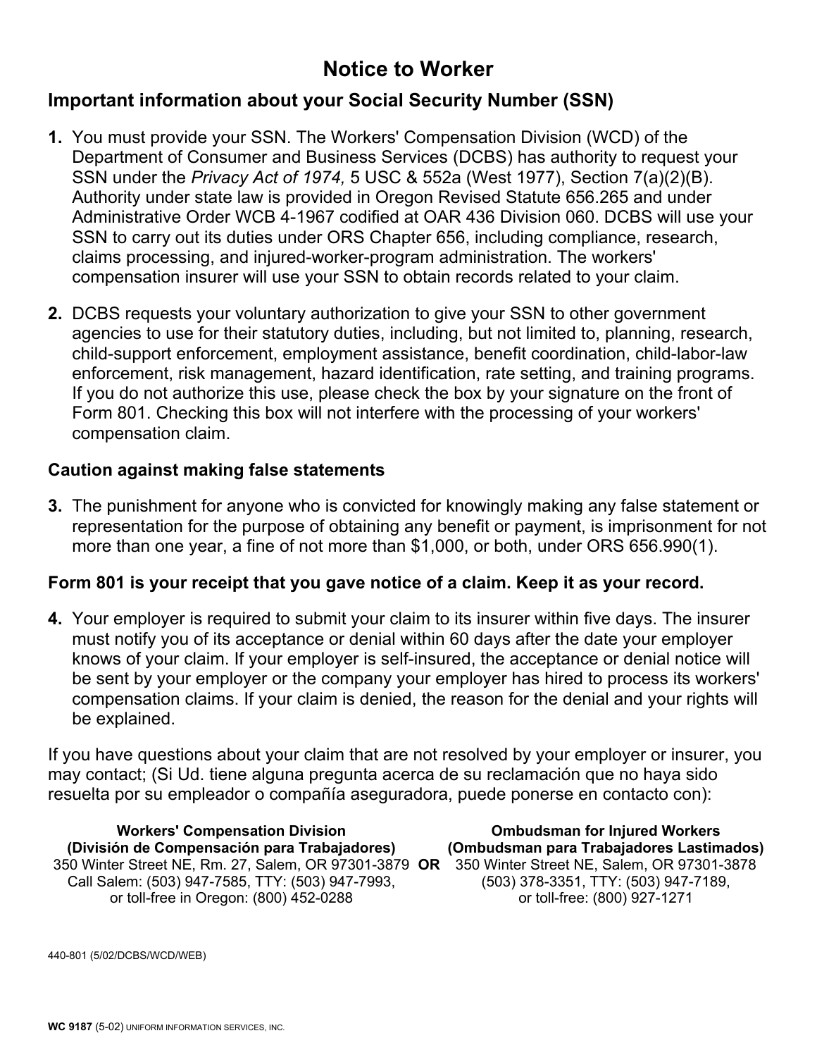# Notice to Worker

## Important information about your Social Security Number (SSN)

1. You must provide your SSN. The Workers' Compensation Division (WCD) of the Department of Consumer and Business Services (DCBS) has authority to request your SSN under the *Privacy Act of 1974,* 5 USC & 552a (West 1977), Section 7(a)(2)(B). Authority under state law is provided in Oregon Revised Statute 656.265 and under Administrative Order WCB 4-1967 codified at OAR 436 Division 060. DCBS will use your SSN to carry out its duties under ORS Chapter 656, including compliance, research, claims processing, and injured-worker-program administration. The workers' compensation insurer will use your SSN to obtain records related to your claim.

2. DCBS requests your voluntary authorization to give your SSN to other government agencies to use for their statutory duties, including, but not limited to, planning, research, child-support enforcement, employment assistance, benefit coordination, child-labor-law enforcement, risk management, hazard identification, rate setting, and training programs. If you do not authorize this use, please check the box by your signature on the front of Form 801. Checking this box will not interfere with the processing of your workers' compensation claim.

## Caution against making false statements

3. The punishment for anyone who is convicted for knowingly making any false statement or representation for the purpose of obtaining any benefit or payment, is imprisonment for not more than one year, a fine of not more than $1,000, or both, under ORS 656.990(1).

## Form 801 is your receipt that you gave notice of a claim. Keep it as your record.

4. Your employer is required to submit your claim to its insurer within five days. The insurer must notify you of its acceptance or denial within 60 days after the date your employer knows of your claim. If your employer is self-insured, the acceptance or denial notice will be sent by your employer or the company your employer has hired to process its workers' compensation claims. If your claim is denied, the reason for the denial and your rights will be explained.

If you have questions about your claim that are not resolved by your employer or insurer, you may contact; (Si Ud. tiene alguna pregunta acerca de su reclamación que no haya sido resuelta por su empleador o compañía aseguradora, puede ponerse en contacto con):

**Workers' Compensation Division**
**(División de Compensación para Trabajadores)**
350 Winter Street NE, Rm. 27, Salem, OR 97301-3879
Call Salem: (503) 947-7585, TTY: (503) 947-7993,
or toll-free in Oregon: (800) 452-0288

**OR**

**Ombudsman for Injured Workers**
**(Ombudsman para Trabajadores Lastimados)**
350 Winter Street NE, Salem, OR 97301-3878
(503) 378-3351, TTY: (503) 947-7189,
or toll-free: (800) 927-1271

440-801 (5/02/DCBS/WCD/WEB)

**WC 9187** (5-02) UNIFORM INFORMATION SERVICES, INC.